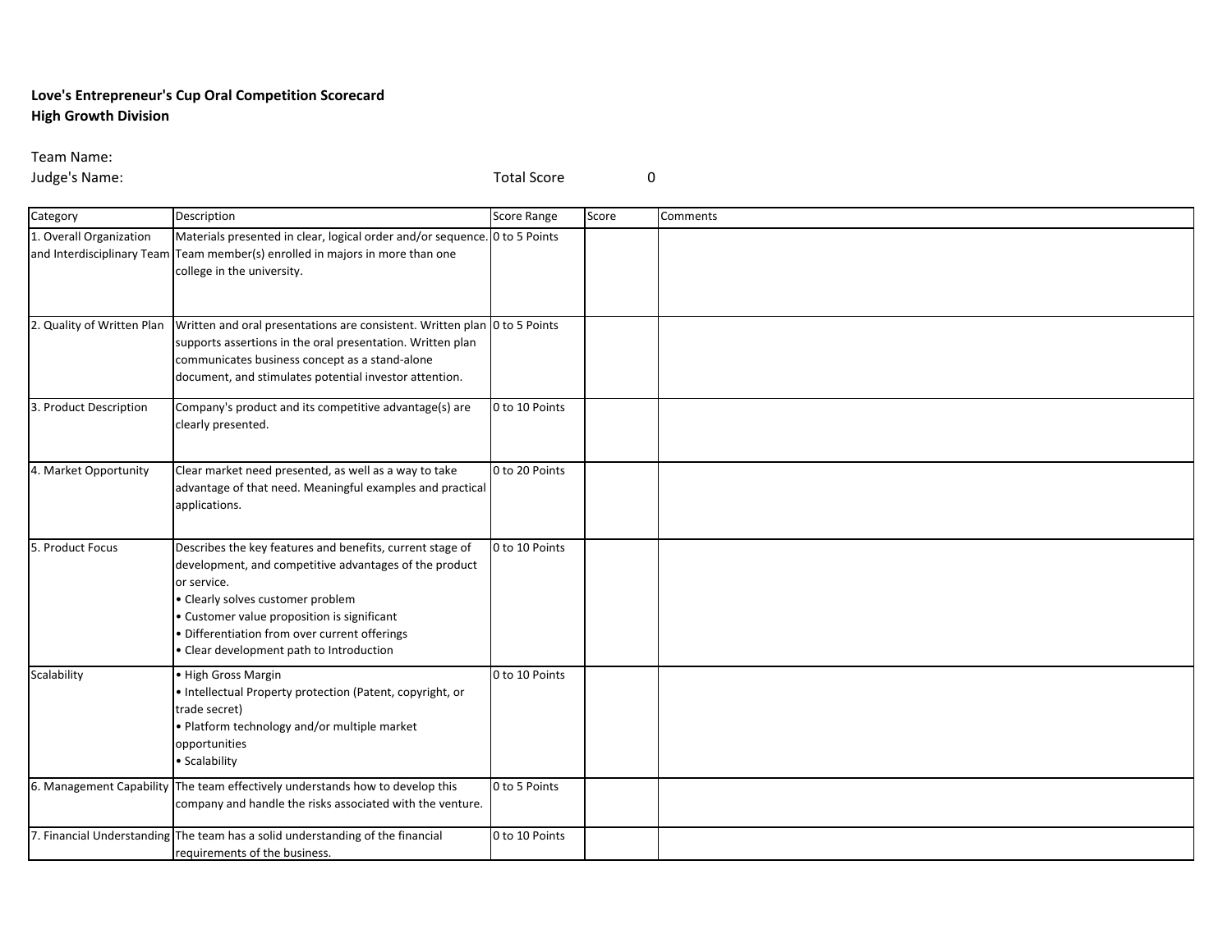**Love's Entrepreneur's Cup Oral Competition Scorecard**
**High Growth Division**

Team Name:
Judge's Name: Total Score 0

| Category | Description | Score Range | Score | Comments |
|---|---|---|---|---|
| 1. Overall Organization and Interdisciplinary Team | Materials presented in clear, logical order and/or sequence. Team member(s) enrolled in majors in more than one college in the university. | 0 to 5 Points | | |
| 2. Quality of Written Plan | Written and oral presentations are consistent. Written plan supports assertions in the oral presentation. Written plan communicates business concept as a stand-alone document, and stimulates potential investor attention. | 0 to 5 Points | | |
| 3. Product Description | Company's product and its competitive advantage(s) are clearly presented. | 0 to 10 Points | | |
| 4. Market Opportunity | Clear market need presented, as well as a way to take advantage of that need. Meaningful examples and practical applications. | 0 to 20 Points | | |
| 5. Product Focus | Describes the key features and benefits, current stage of development, and competitive advantages of the product or service.<br>• Clearly solves customer problem<br>• Customer value proposition is significant<br>• Differentiation from over current offerings<br>• Clear development path to Introduction | 0 to 10 Points | | |
| Scalability | • High Gross Margin<br>• Intellectual Property protection (Patent, copyright, or trade secret)<br>• Platform technology and/or multiple market opportunities<br>• Scalability | 0 to 10 Points | | |
| 6. Management Capability | The team effectively understands how to develop this company and handle the risks associated with the venture. | 0 to 5 Points | | |
| 7. Financial Understanding | The team has a solid understanding of the financial requirements of the business. | 0 to 10 Points | | |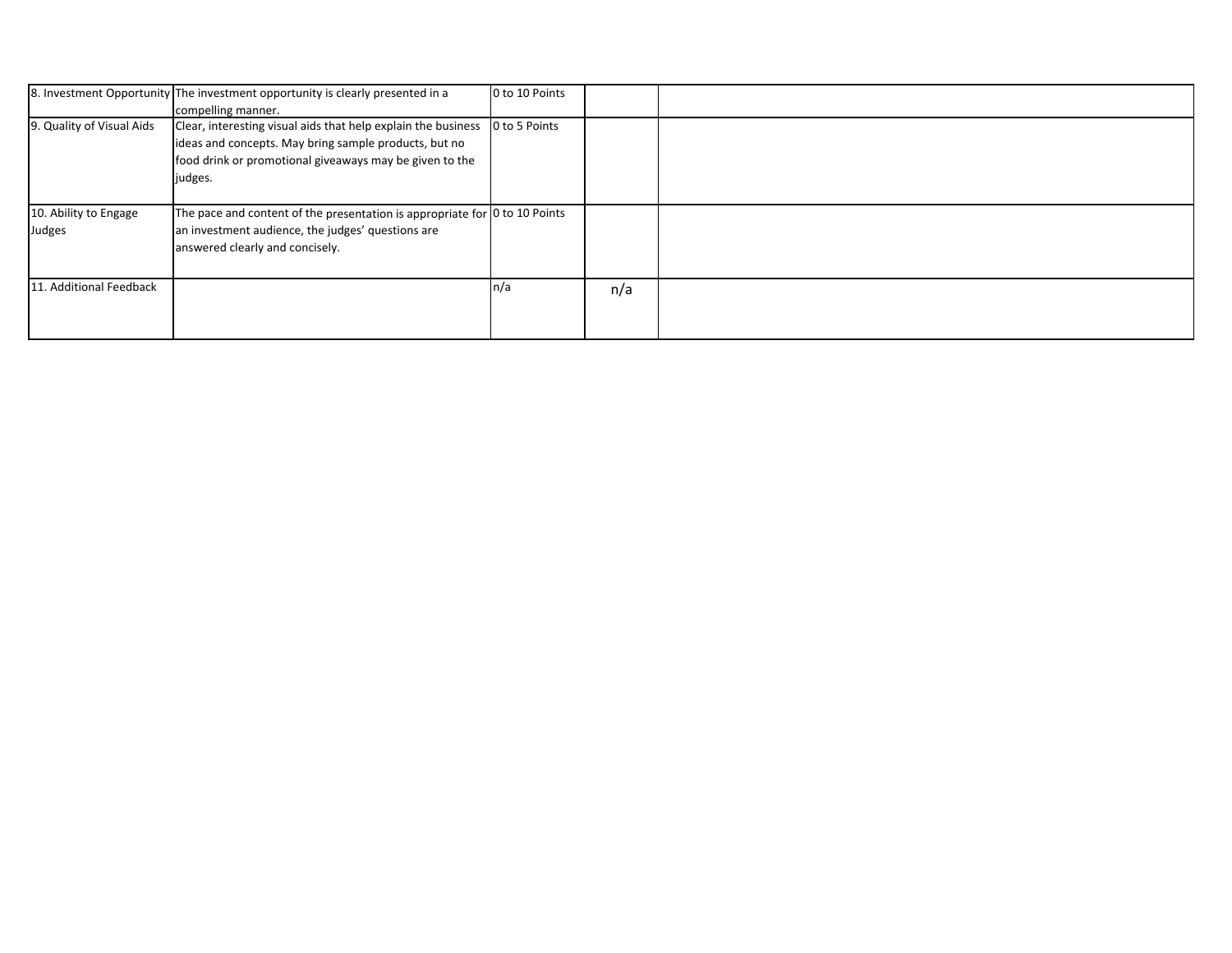| | | | | |
|---|---|---|---|---|
| 8. Investment Opportunity | The investment opportunity is clearly presented in a compelling manner. | 0 to 10 Points | | |
| 9. Quality of Visual Aids | Clear, interesting visual aids that help explain the business ideas and concepts. May bring sample products, but no food drink or promotional giveaways may be given to the judges. | 0 to 5 Points | | |
| 10. Ability to Engage Judges | The pace and content of the presentation is appropriate for an investment audience, the judges' questions are answered clearly and concisely. | 0 to 10 Points | | |
| 11. Additional Feedback | | n/a | n/a | |